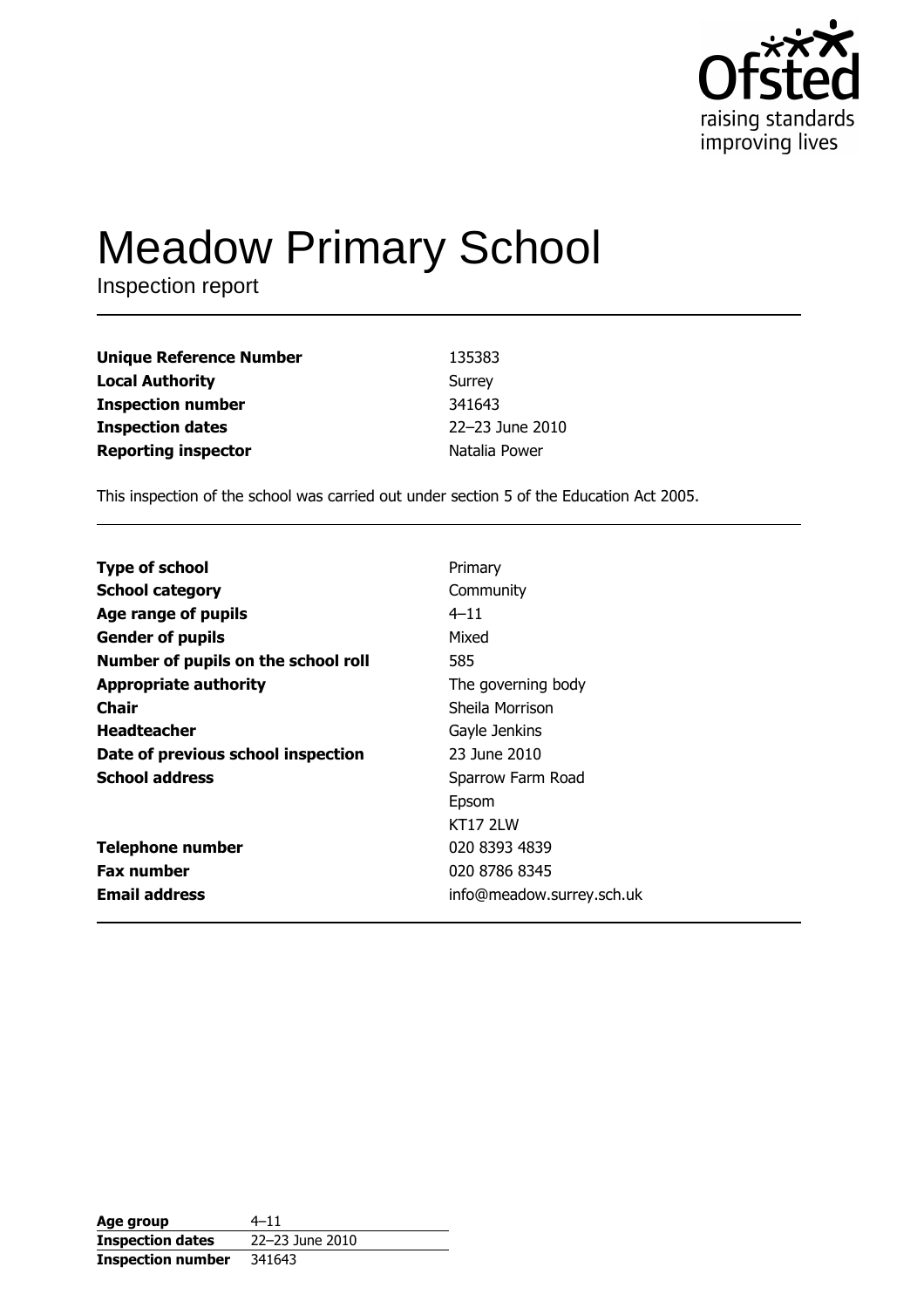Ofsted
raising standards
improving lives

# Meadow Primary School

Inspection report

| | |
|---|---|
| **Unique Reference Number** | 135383 |
| **Local Authority** | Surrey |
| **Inspection number** | 341643 |
| **Inspection dates** | 22–23 June 2010 |
| **Reporting inspector** | Natalia Power |

This inspection of the school was carried out under section 5 of the Education Act 2005.

| | |
|---|---|
| **Type of school** | Primary |
| **School category** | Community |
| **Age range of pupils** | 4–11 |
| **Gender of pupils** | Mixed |
| **Number of pupils on the school roll** | 585 |
| **Appropriate authority** | The governing body |
| **Chair** | Sheila Morrison |
| **Headteacher** | Gayle Jenkins |
| **Date of previous school inspection** | 23 June 2010 |
| **School address** | Sparrow Farm Road<br>Epsom<br>KT17 2LW |
| **Telephone number** | 020 8393 4839 |
| **Fax number** | 020 8786 8345 |
| **Email address** | info@meadow.surrey.sch.uk |

| | |
|---|---|
| **Age group** | 4–11 |
| **Inspection dates** | 22–23 June 2010 |
| **Inspection number** | 341643 |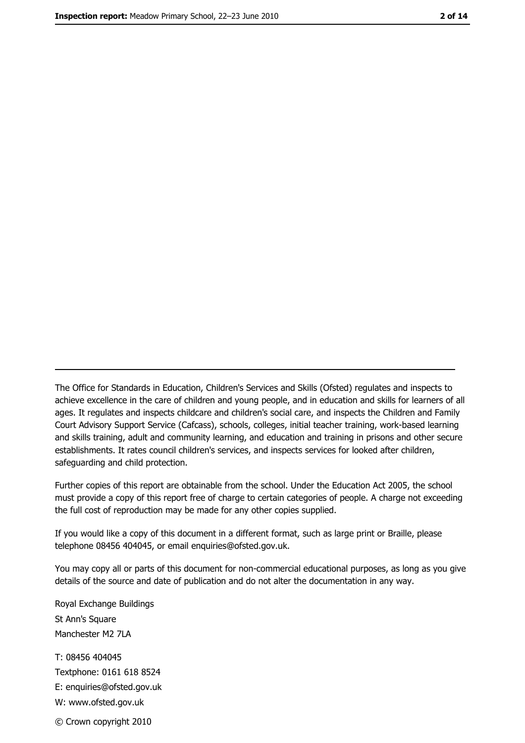The Office for Standards in Education, Children's Services and Skills (Ofsted) regulates and inspects to achieve excellence in the care of children and young people, and in education and skills for learners of all ages. It regulates and inspects childcare and children's social care, and inspects the Children and Family Court Advisory Support Service (Cafcass), schools, colleges, initial teacher training, work-based learning and skills training, adult and community learning, and education and training in prisons and other secure establishments. It rates council children's services, and inspects services for looked after children, safeguarding and child protection.

Further copies of this report are obtainable from the school. Under the Education Act 2005, the school must provide a copy of this report free of charge to certain categories of people. A charge not exceeding the full cost of reproduction may be made for any other copies supplied.

If you would like a copy of this document in a different format, such as large print or Braille, please telephone 08456 404045, or email enquiries@ofsted.gov.uk.

You may copy all or parts of this document for non-commercial educational purposes, as long as you give details of the source and date of publication and do not alter the documentation in any way.

Royal Exchange Buildings
St Ann's Square
Manchester M2 7LA

T: 08456 404045
Textphone: 0161 618 8524
E: enquiries@ofsted.gov.uk
W: www.ofsted.gov.uk

© Crown copyright 2010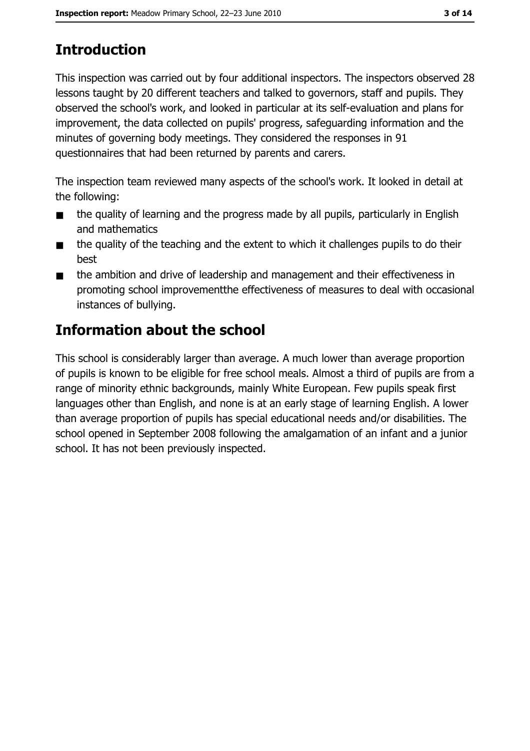# Introduction

This inspection was carried out by four additional inspectors. The inspectors observed 28 lessons taught by 20 different teachers and talked to governors, staff and pupils. They observed the school's work, and looked in particular at its self-evaluation and plans for improvement, the data collected on pupils' progress, safeguarding information and the minutes of governing body meetings. They considered the responses in 91 questionnaires that had been returned by parents and carers.

The inspection team reviewed many aspects of the school's work. It looked in detail at the following:

- the quality of learning and the progress made by all pupils, particularly in English and mathematics
- the quality of the teaching and the extent to which it challenges pupils to do their best
- the ambition and drive of leadership and management and their effectiveness in promoting school improvementthe effectiveness of measures to deal with occasional instances of bullying.

# Information about the school

This school is considerably larger than average. A much lower than average proportion of pupils is known to be eligible for free school meals. Almost a third of pupils are from a range of minority ethnic backgrounds, mainly White European. Few pupils speak first languages other than English, and none is at an early stage of learning English. A lower than average proportion of pupils has special educational needs and/or disabilities. The school opened in September 2008 following the amalgamation of an infant and a junior school. It has not been previously inspected.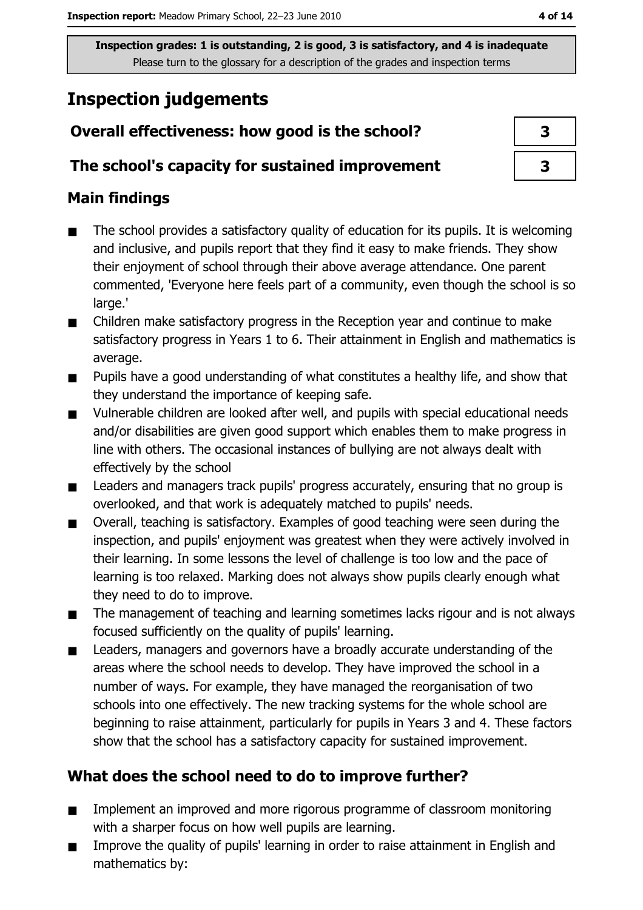Inspection grades: 1 is outstanding, 2 is good, 3 is satisfactory, and 4 is inadequate
Please turn to the glossary for a description of the grades and inspection terms

# Inspection judgements

| | |
|---|---|
| **Overall effectiveness: how good is the school?** | 3 |
| **The school's capacity for sustained improvement** | 3 |

## Main findings

- The school provides a satisfactory quality of education for its pupils. It is welcoming and inclusive, and pupils report that they find it easy to make friends. They show their enjoyment of school through their above average attendance. One parent commented, 'Everyone here feels part of a community, even though the school is so large.'
- Children make satisfactory progress in the Reception year and continue to make satisfactory progress in Years 1 to 6. Their attainment in English and mathematics is average.
- Pupils have a good understanding of what constitutes a healthy life, and show that they understand the importance of keeping safe.
- Vulnerable children are looked after well, and pupils with special educational needs and/or disabilities are given good support which enables them to make progress in line with others. The occasional instances of bullying are not always dealt with effectively by the school
- Leaders and managers track pupils' progress accurately, ensuring that no group is overlooked, and that work is adequately matched to pupils' needs.
- Overall, teaching is satisfactory. Examples of good teaching were seen during the inspection, and pupils' enjoyment was greatest when they were actively involved in their learning. In some lessons the level of challenge is too low and the pace of learning is too relaxed. Marking does not always show pupils clearly enough what they need to do to improve.
- The management of teaching and learning sometimes lacks rigour and is not always focused sufficiently on the quality of pupils' learning.
- Leaders, managers and governors have a broadly accurate understanding of the areas where the school needs to develop. They have improved the school in a number of ways. For example, they have managed the reorganisation of two schools into one effectively. The new tracking systems for the whole school are beginning to raise attainment, particularly for pupils in Years 3 and 4. These factors show that the school has a satisfactory capacity for sustained improvement.

## What does the school need to do to improve further?

- Implement an improved and more rigorous programme of classroom monitoring with a sharper focus on how well pupils are learning.
- Improve the quality of pupils' learning in order to raise attainment in English and mathematics by: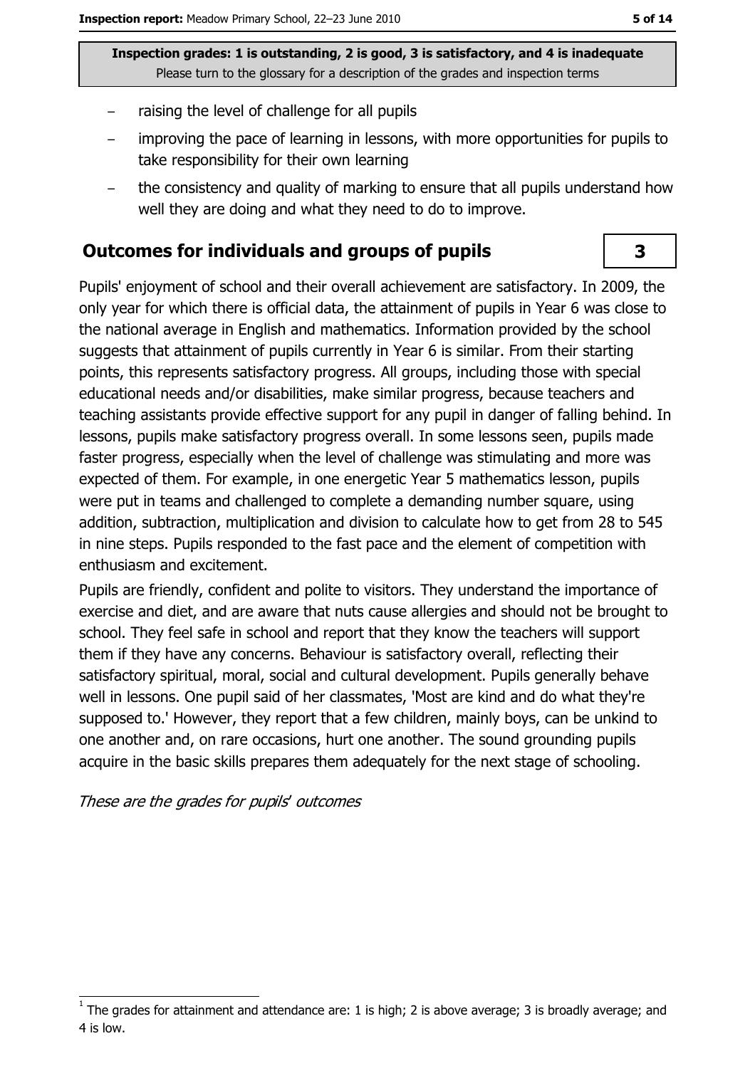- raising the level of challenge for all pupils
- improving the pace of learning in lessons, with more opportunities for pupils to take responsibility for their own learning
- the consistency and quality of marking to ensure that all pupils understand how well they are doing and what they need to do to improve.

## Outcomes for individuals and groups of pupils

**3**

Pupils' enjoyment of school and their overall achievement are satisfactory. In 2009, the only year for which there is official data, the attainment of pupils in Year 6 was close to the national average in English and mathematics. Information provided by the school suggests that attainment of pupils currently in Year 6 is similar. From their starting points, this represents satisfactory progress. All groups, including those with special educational needs and/or disabilities, make similar progress, because teachers and teaching assistants provide effective support for any pupil in danger of falling behind. In lessons, pupils make satisfactory progress overall. In some lessons seen, pupils made faster progress, especially when the level of challenge was stimulating and more was expected of them. For example, in one energetic Year 5 mathematics lesson, pupils were put in teams and challenged to complete a demanding number square, using addition, subtraction, multiplication and division to calculate how to get from 28 to 545 in nine steps. Pupils responded to the fast pace and the element of competition with enthusiasm and excitement.

Pupils are friendly, confident and polite to visitors. They understand the importance of exercise and diet, and are aware that nuts cause allergies and should not be brought to school. They feel safe in school and report that they know the teachers will support them if they have any concerns. Behaviour is satisfactory overall, reflecting their satisfactory spiritual, moral, social and cultural development. Pupils generally behave well in lessons. One pupil said of her classmates, 'Most are kind and do what they're supposed to.' However, they report that a few children, mainly boys, can be unkind to one another and, on rare occasions, hurt one another. The sound grounding pupils acquire in the basic skills prepares them adequately for the next stage of schooling.

*These are the grades for pupils' outcomes*

[1] The grades for attainment and attendance are: 1 is high; 2 is above average; 3 is broadly average; and 4 is low.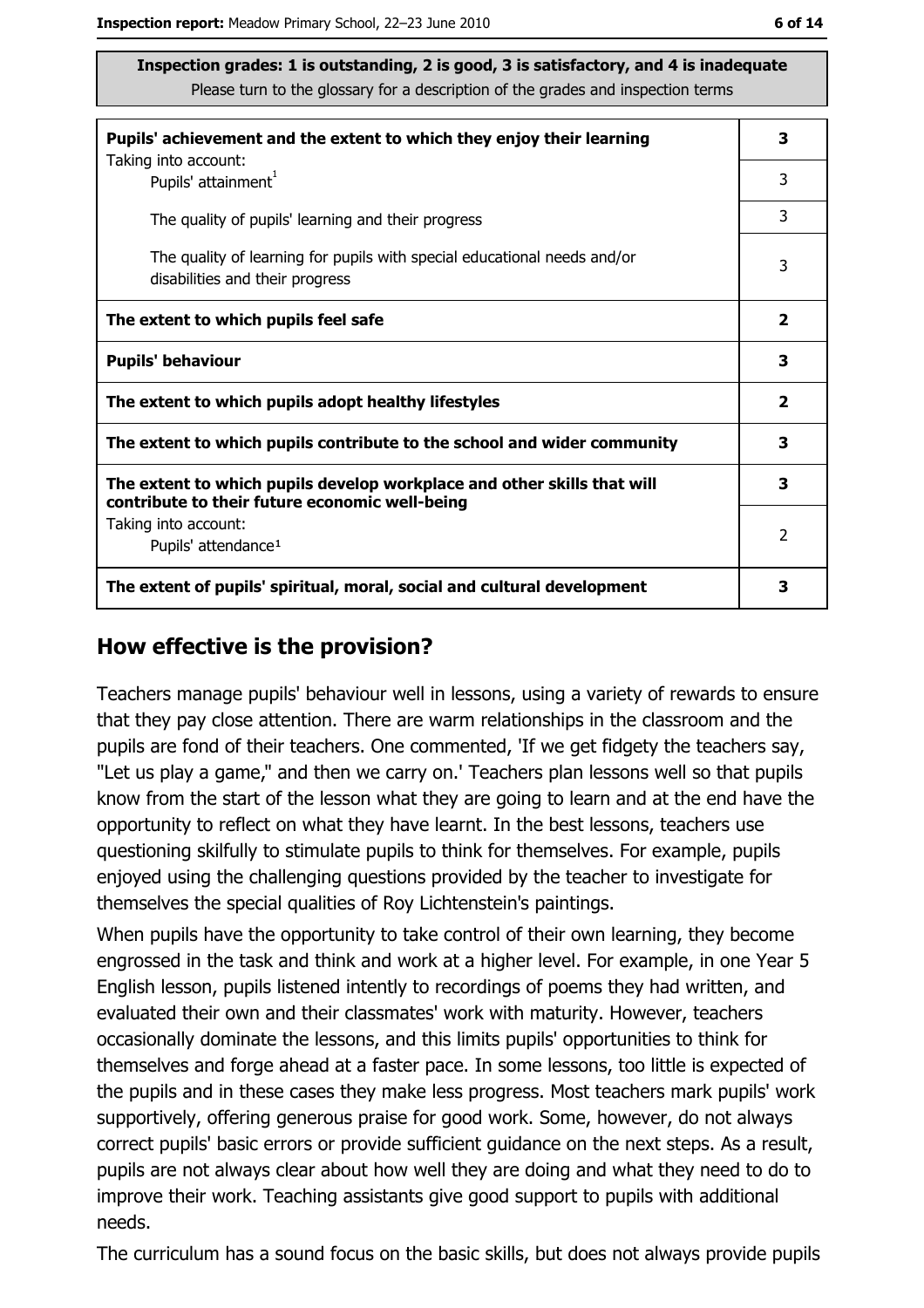**Inspection grades: 1 is outstanding, 2 is good, 3 is satisfactory, and 4 is inadequate**
Please turn to the glossary for a description of the grades and inspection terms

| | |
|---|---|
| **Pupils' achievement and the extent to which they enjoy their learning** | **3** |
| Taking into account: Pupils' attainment[1] | 3 |
| The quality of pupils' learning and their progress | 3 |
| The quality of learning for pupils with special educational needs and/or disabilities and their progress | 3 |
| **The extent to which pupils feel safe** | **2** |
| **Pupils' behaviour** | **3** |
| **The extent to which pupils adopt healthy lifestyles** | **2** |
| **The extent to which pupils contribute to the school and wider community** | **3** |
| **The extent to which pupils develop workplace and other skills that will contribute to their future economic well-being** | **3** |
| Taking into account: Pupils' attendance[1] | 2 |
| **The extent of pupils' spiritual, moral, social and cultural development** | **3** |

## How effective is the provision?

Teachers manage pupils' behaviour well in lessons, using a variety of rewards to ensure that they pay close attention. There are warm relationships in the classroom and the pupils are fond of their teachers. One commented, 'If we get fidgety the teachers say, "Let us play a game," and then we carry on.' Teachers plan lessons well so that pupils know from the start of the lesson what they are going to learn and at the end have the opportunity to reflect on what they have learnt. In the best lessons, teachers use questioning skilfully to stimulate pupils to think for themselves. For example, pupils enjoyed using the challenging questions provided by the teacher to investigate for themselves the special qualities of Roy Lichtenstein's paintings.

When pupils have the opportunity to take control of their own learning, they become engrossed in the task and think and work at a higher level. For example, in one Year 5 English lesson, pupils listened intently to recordings of poems they had written, and evaluated their own and their classmates' work with maturity. However, teachers occasionally dominate the lessons, and this limits pupils' opportunities to think for themselves and forge ahead at a faster pace. In some lessons, too little is expected of the pupils and in these cases they make less progress. Most teachers mark pupils' work supportively, offering generous praise for good work. Some, however, do not always correct pupils' basic errors or provide sufficient guidance on the next steps. As a result, pupils are not always clear about how well they are doing and what they need to do to improve their work. Teaching assistants give good support to pupils with additional needs.

The curriculum has a sound focus on the basic skills, but does not always provide pupils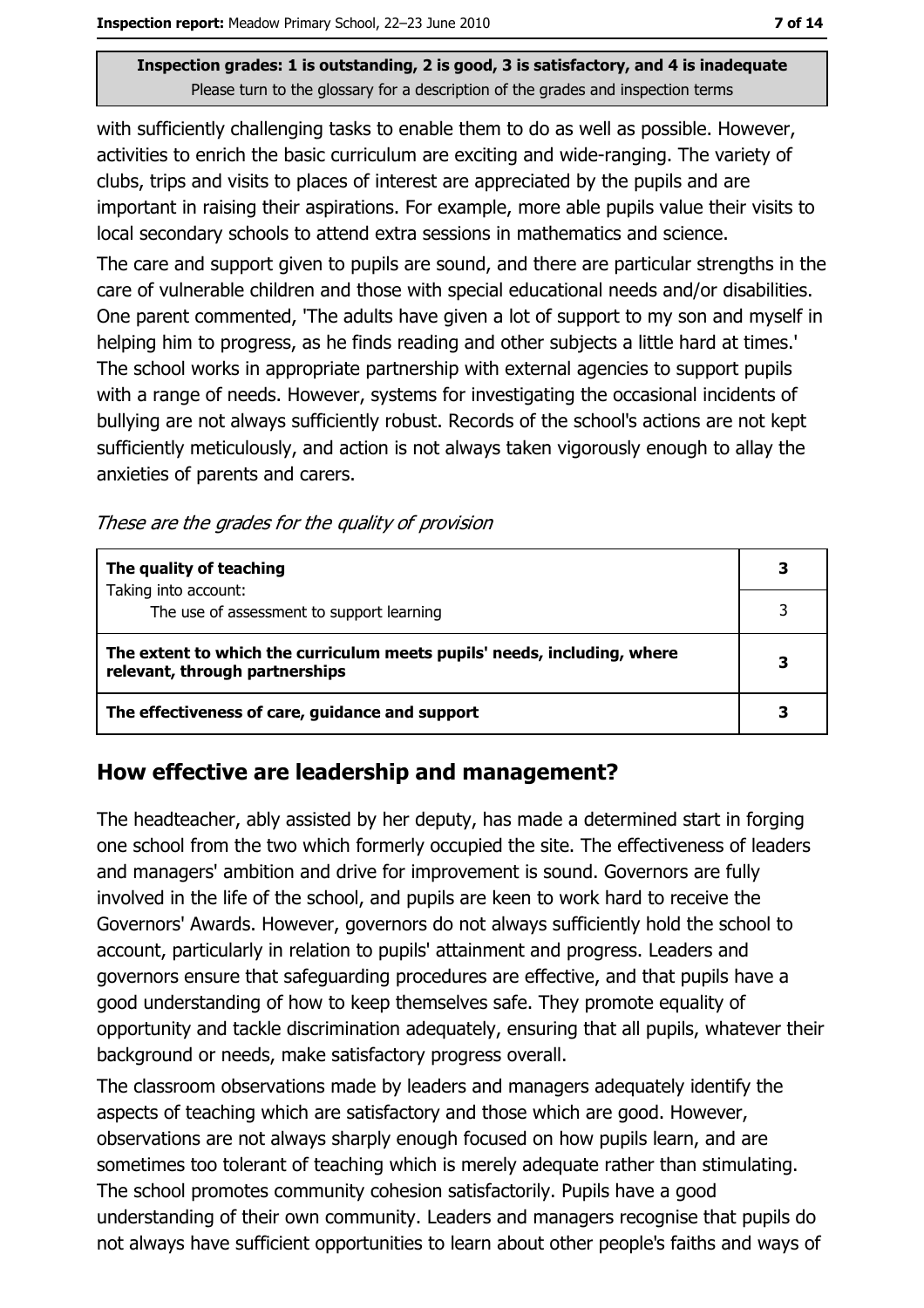Inspection grades: 1 is outstanding, 2 is good, 3 is satisfactory, and 4 is inadequate
Please turn to the glossary for a description of the grades and inspection terms

with sufficiently challenging tasks to enable them to do as well as possible. However, activities to enrich the basic curriculum are exciting and wide-ranging. The variety of clubs, trips and visits to places of interest are appreciated by the pupils and are important in raising their aspirations. For example, more able pupils value their visits to local secondary schools to attend extra sessions in mathematics and science.

The care and support given to pupils are sound, and there are particular strengths in the care of vulnerable children and those with special educational needs and/or disabilities. One parent commented, 'The adults have given a lot of support to my son and myself in helping him to progress, as he finds reading and other subjects a little hard at times.' The school works in appropriate partnership with external agencies to support pupils with a range of needs. However, systems for investigating the occasional incidents of bullying are not always sufficiently robust. Records of the school's actions are not kept sufficiently meticulously, and action is not always taken vigorously enough to allay the anxieties of parents and carers.

*These are the grades for the quality of provision*

| | |
|---|---|
| **The quality of teaching** | **3** |
| Taking into account: The use of assessment to support learning | 3 |
| **The extent to which the curriculum meets pupils' needs, including, where relevant, through partnerships** | **3** |
| **The effectiveness of care, guidance and support** | **3** |

## How effective are leadership and management?

The headteacher, ably assisted by her deputy, has made a determined start in forging one school from the two which formerly occupied the site. The effectiveness of leaders and managers' ambition and drive for improvement is sound. Governors are fully involved in the life of the school, and pupils are keen to work hard to receive the Governors' Awards. However, governors do not always sufficiently hold the school to account, particularly in relation to pupils' attainment and progress. Leaders and governors ensure that safeguarding procedures are effective, and that pupils have a good understanding of how to keep themselves safe. They promote equality of opportunity and tackle discrimination adequately, ensuring that all pupils, whatever their background or needs, make satisfactory progress overall.

The classroom observations made by leaders and managers adequately identify the aspects of teaching which are satisfactory and those which are good. However, observations are not always sharply enough focused on how pupils learn, and are sometimes too tolerant of teaching which is merely adequate rather than stimulating. The school promotes community cohesion satisfactorily. Pupils have a good understanding of their own community. Leaders and managers recognise that pupils do not always have sufficient opportunities to learn about other people's faiths and ways of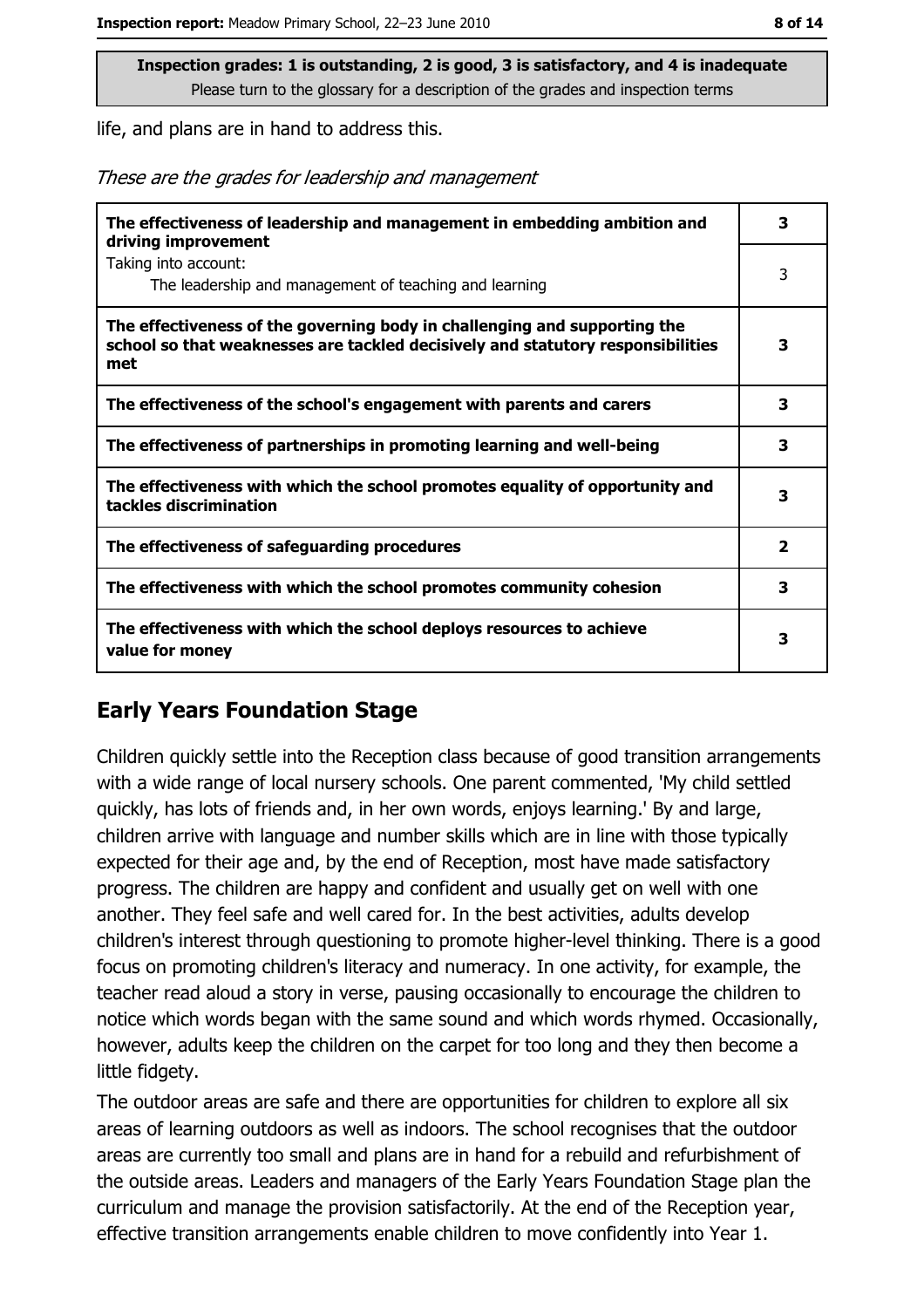life, and plans are in hand to address this.

*These are the grades for leadership and management*

| | |
|---|---|
| **The effectiveness of leadership and management in embedding ambition and driving improvement** | **3** |
| Taking into account: The leadership and management of teaching and learning | 3 |
| **The effectiveness of the governing body in challenging and supporting the school so that weaknesses are tackled decisively and statutory responsibilities met** | **3** |
| **The effectiveness of the school's engagement with parents and carers** | **3** |
| **The effectiveness of partnerships in promoting learning and well-being** | **3** |
| **The effectiveness with which the school promotes equality of opportunity and tackles discrimination** | **3** |
| **The effectiveness of safeguarding procedures** | **2** |
| **The effectiveness with which the school promotes community cohesion** | **3** |
| **The effectiveness with which the school deploys resources to achieve value for money** | **3** |

## Early Years Foundation Stage

Children quickly settle into the Reception class because of good transition arrangements with a wide range of local nursery schools. One parent commented, 'My child settled quickly, has lots of friends and, in her own words, enjoys learning.' By and large, children arrive with language and number skills which are in line with those typically expected for their age and, by the end of Reception, most have made satisfactory progress. The children are happy and confident and usually get on well with one another. They feel safe and well cared for. In the best activities, adults develop children's interest through questioning to promote higher-level thinking. There is a good focus on promoting children's literacy and numeracy. In one activity, for example, the teacher read aloud a story in verse, pausing occasionally to encourage the children to notice which words began with the same sound and which words rhymed. Occasionally, however, adults keep the children on the carpet for too long and they then become a little fidgety.

The outdoor areas are safe and there are opportunities for children to explore all six areas of learning outdoors as well as indoors. The school recognises that the outdoor areas are currently too small and plans are in hand for a rebuild and refurbishment of the outside areas. Leaders and managers of the Early Years Foundation Stage plan the curriculum and manage the provision satisfactorily. At the end of the Reception year, effective transition arrangements enable children to move confidently into Year 1.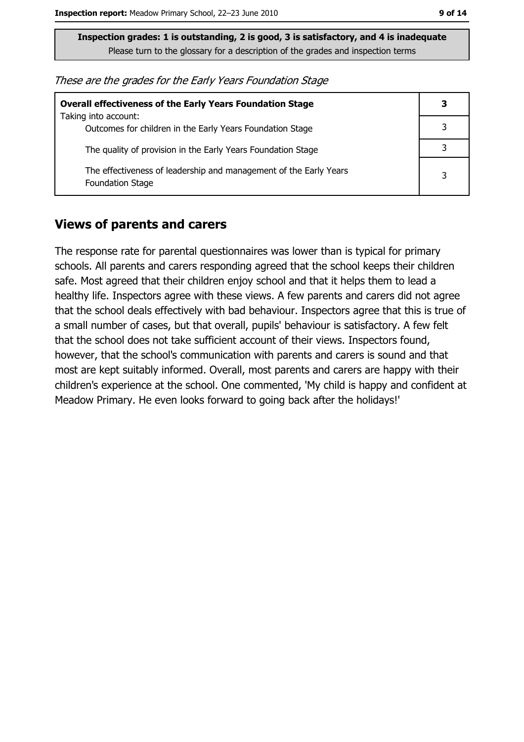**Inspection grades: 1 is outstanding, 2 is good, 3 is satisfactory, and 4 is inadequate**
Please turn to the glossary for a description of the grades and inspection terms

*These are the grades for the Early Years Foundation Stage*

| **Overall effectiveness of the Early Years Foundation Stage** | **3** |
|---|---|
| Taking into account: Outcomes for children in the Early Years Foundation Stage | 3 |
| The quality of provision in the Early Years Foundation Stage | 3 |
| The effectiveness of leadership and management of the Early Years Foundation Stage | 3 |

## Views of parents and carers

The response rate for parental questionnaires was lower than is typical for primary schools. All parents and carers responding agreed that the school keeps their children safe. Most agreed that their children enjoy school and that it helps them to lead a healthy life. Inspectors agree with these views. A few parents and carers did not agree that the school deals effectively with bad behaviour. Inspectors agree that this is true of a small number of cases, but that overall, pupils' behaviour is satisfactory. A few felt that the school does not take sufficient account of their views. Inspectors found, however, that the school's communication with parents and carers is sound and that most are kept suitably informed. Overall, most parents and carers are happy with their children's experience at the school. One commented, 'My child is happy and confident at Meadow Primary. He even looks forward to going back after the holidays!'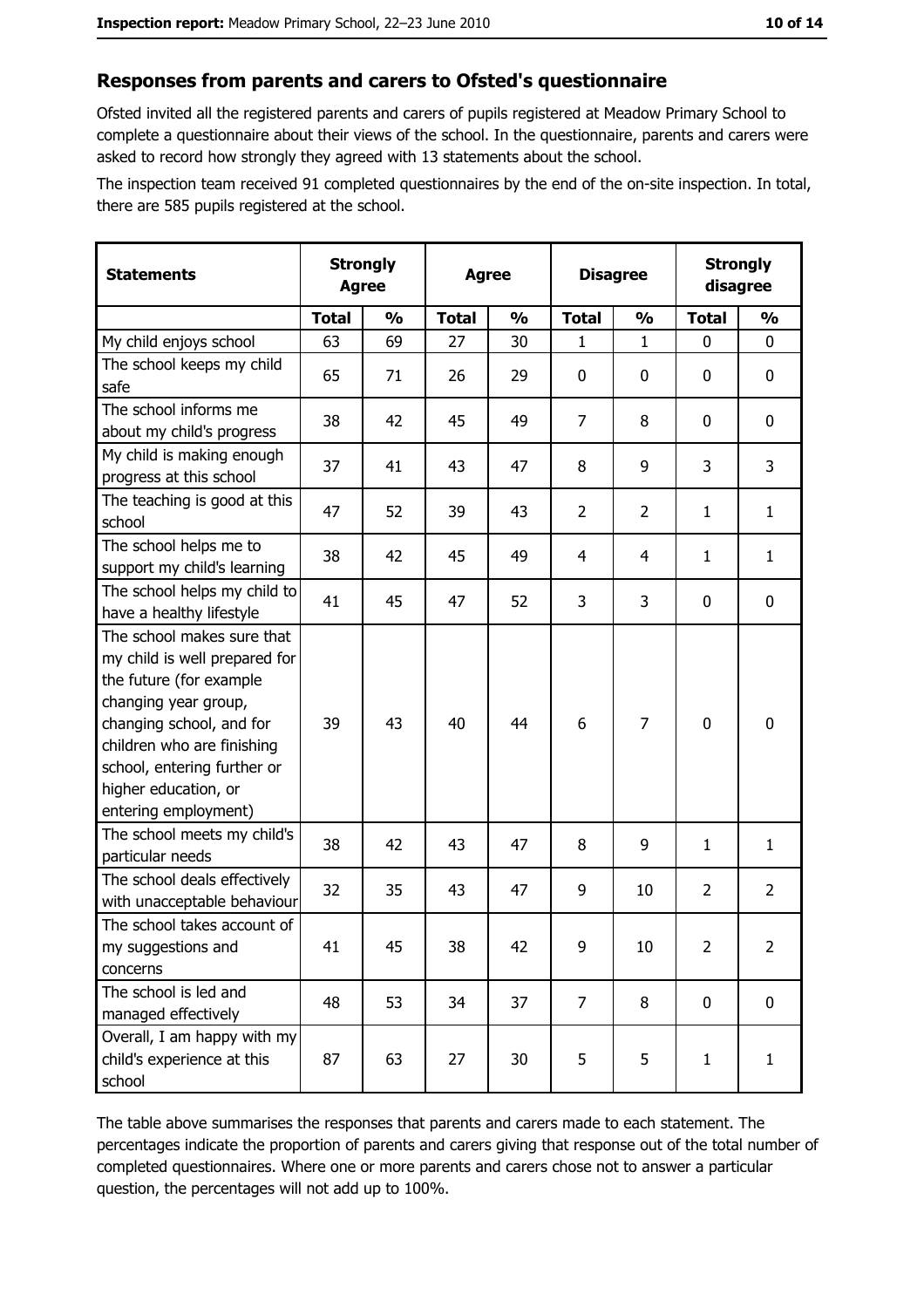## Responses from parents and carers to Ofsted's questionnaire

Ofsted invited all the registered parents and carers of pupils registered at Meadow Primary School to complete a questionnaire about their views of the school. In the questionnaire, parents and carers were asked to record how strongly they agreed with 13 statements about the school.

The inspection team received 91 completed questionnaires by the end of the on-site inspection. In total, there are 585 pupils registered at the school.

| Statements | Strongly Agree | | Agree | | Disagree | | Strongly disagree | |
|---|---|---|---|---|---|---|---|---|
| | Total | % | Total | % | Total | % | Total | % |
| My child enjoys school | 63 | 69 | 27 | 30 | 1 | 1 | 0 | 0 |
| The school keeps my child safe | 65 | 71 | 26 | 29 | 0 | 0 | 0 | 0 |
| The school informs me about my child's progress | 38 | 42 | 45 | 49 | 7 | 8 | 0 | 0 |
| My child is making enough progress at this school | 37 | 41 | 43 | 47 | 8 | 9 | 3 | 3 |
| The teaching is good at this school | 47 | 52 | 39 | 43 | 2 | 2 | 1 | 1 |
| The school helps me to support my child's learning | 38 | 42 | 45 | 49 | 4 | 4 | 1 | 1 |
| The school helps my child to have a healthy lifestyle | 41 | 45 | 47 | 52 | 3 | 3 | 0 | 0 |
| The school makes sure that my child is well prepared for the future (for example changing year group, changing school, and for children who are finishing school, entering further or higher education, or entering employment) | 39 | 43 | 40 | 44 | 6 | 7 | 0 | 0 |
| The school meets my child's particular needs | 38 | 42 | 43 | 47 | 8 | 9 | 1 | 1 |
| The school deals effectively with unacceptable behaviour | 32 | 35 | 43 | 47 | 9 | 10 | 2 | 2 |
| The school takes account of my suggestions and concerns | 41 | 45 | 38 | 42 | 9 | 10 | 2 | 2 |
| The school is led and managed effectively | 48 | 53 | 34 | 37 | 7 | 8 | 0 | 0 |
| Overall, I am happy with my child's experience at this school | 87 | 63 | 27 | 30 | 5 | 5 | 1 | 1 |

The table above summarises the responses that parents and carers made to each statement. The percentages indicate the proportion of parents and carers giving that response out of the total number of completed questionnaires. Where one or more parents and carers chose not to answer a particular question, the percentages will not add up to 100%.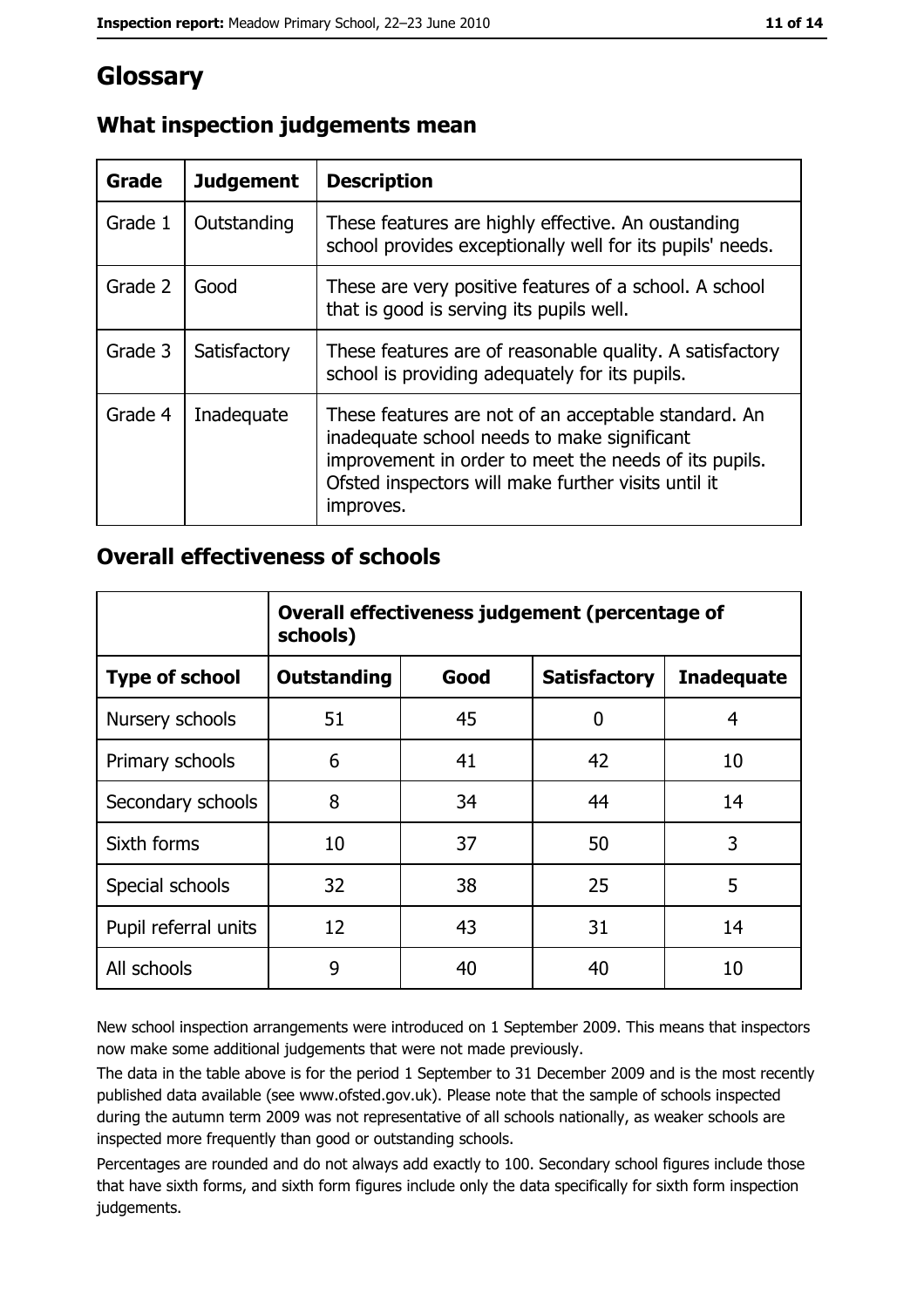# Glossary

## What inspection judgements mean

| Grade | Judgement | Description |
|---|---|---|
| Grade 1 | Outstanding | These features are highly effective. An oustanding school provides exceptionally well for its pupils' needs. |
| Grade 2 | Good | These are very positive features of a school. A school that is good is serving its pupils well. |
| Grade 3 | Satisfactory | These features are of reasonable quality. A satisfactory school is providing adequately for its pupils. |
| Grade 4 | Inadequate | These features are not of an acceptable standard. An inadequate school needs to make significant improvement in order to meet the needs of its pupils. Ofsted inspectors will make further visits until it improves. |

## Overall effectiveness of schools

| | Overall effectiveness judgement (percentage of schools) | | | |
|---|---|---|---|---|
| **Type of school** | **Outstanding** | **Good** | **Satisfactory** | **Inadequate** |
| Nursery schools | 51 | 45 | 0 | 4 |
| Primary schools | 6 | 41 | 42 | 10 |
| Secondary schools | 8 | 34 | 44 | 14 |
| Sixth forms | 10 | 37 | 50 | 3 |
| Special schools | 32 | 38 | 25 | 5 |
| Pupil referral units | 12 | 43 | 31 | 14 |
| All schools | 9 | 40 | 40 | 10 |

New school inspection arrangements were introduced on 1 September 2009. This means that inspectors now make some additional judgements that were not made previously.

The data in the table above is for the period 1 September to 31 December 2009 and is the most recently published data available (see www.ofsted.gov.uk). Please note that the sample of schools inspected during the autumn term 2009 was not representative of all schools nationally, as weaker schools are inspected more frequently than good or outstanding schools.

Percentages are rounded and do not always add exactly to 100. Secondary school figures include those that have sixth forms, and sixth form figures include only the data specifically for sixth form inspection judgements.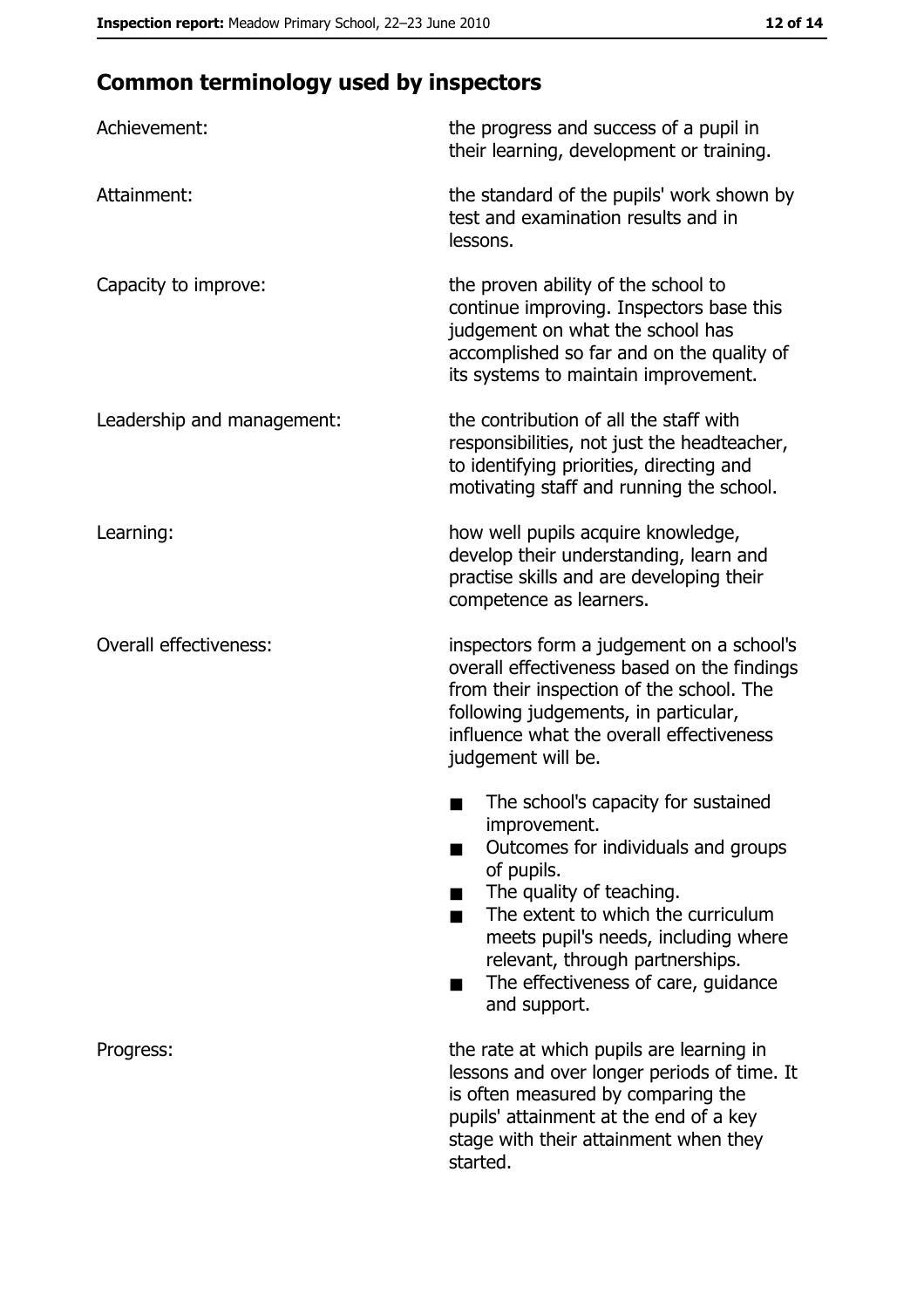## Common terminology used by inspectors

| | |
|---|---|
| Achievement: | the progress and success of a pupil in their learning, development or training. |
| Attainment: | the standard of the pupils' work shown by test and examination results and in lessons. |
| Capacity to improve: | the proven ability of the school to continue improving. Inspectors base this judgement on what the school has accomplished so far and on the quality of its systems to maintain improvement. |
| Leadership and management: | the contribution of all the staff with responsibilities, not just the headteacher, to identifying priorities, directing and motivating staff and running the school. |
| Learning: | how well pupils acquire knowledge, develop their understanding, learn and practise skills and are developing their competence as learners. |
| Overall effectiveness: | inspectors form a judgement on a school's overall effectiveness based on the findings from their inspection of the school. The following judgements, in particular, influence what the overall effectiveness judgement will be. <br>■ The school's capacity for sustained improvement.<br>■ Outcomes for individuals and groups of pupils.<br>■ The quality of teaching.<br>■ The extent to which the curriculum meets pupil's needs, including where relevant, through partnerships.<br>■ The effectiveness of care, guidance and support. |
| Progress: | the rate at which pupils are learning in lessons and over longer periods of time. It is often measured by comparing the pupils' attainment at the end of a key stage with their attainment when they started. |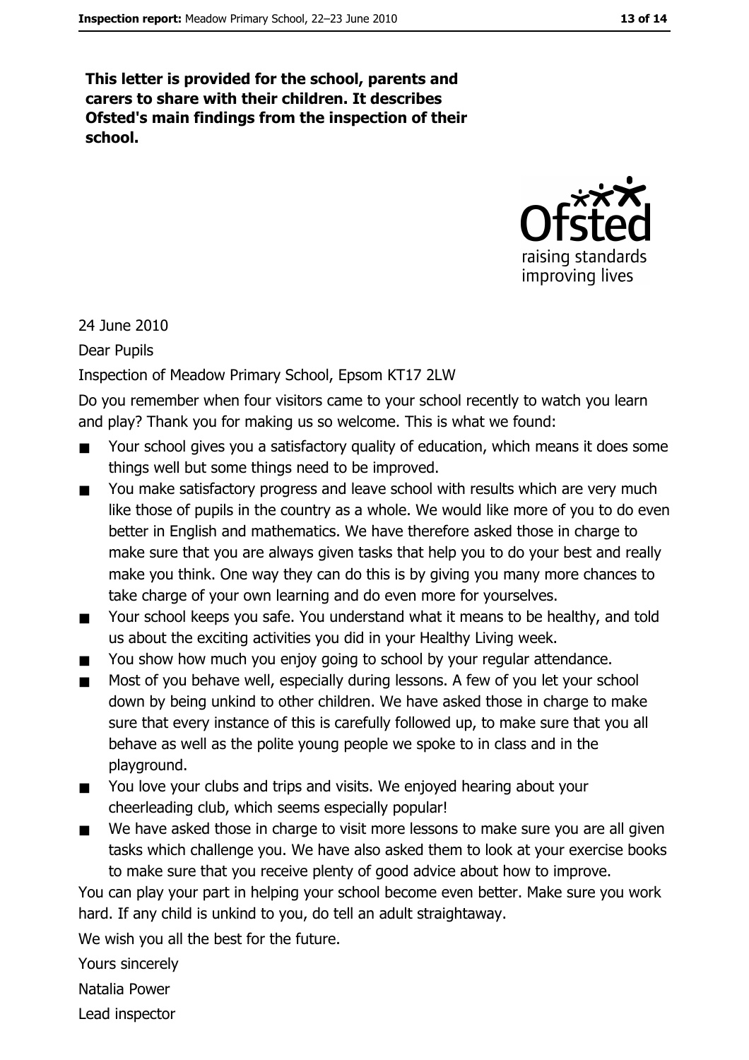**This letter is provided for the school, parents and carers to share with their children. It describes Ofsted's main findings from the inspection of their school.**

24 June 2010

Dear Pupils

Inspection of Meadow Primary School, Epsom KT17 2LW

Do you remember when four visitors came to your school recently to watch you learn and play? Thank you for making us so welcome. This is what we found:

- Your school gives you a satisfactory quality of education, which means it does some things well but some things need to be improved.
- You make satisfactory progress and leave school with results which are very much like those of pupils in the country as a whole. We would like more of you to do even better in English and mathematics. We have therefore asked those in charge to make sure that you are always given tasks that help you to do your best and really make you think. One way they can do this is by giving you many more chances to take charge of your own learning and do even more for yourselves.
- Your school keeps you safe. You understand what it means to be healthy, and told us about the exciting activities you did in your Healthy Living week.
- You show how much you enjoy going to school by your regular attendance.
- Most of you behave well, especially during lessons. A few of you let your school down by being unkind to other children. We have asked those in charge to make sure that every instance of this is carefully followed up, to make sure that you all behave as well as the polite young people we spoke to in class and in the playground.
- You love your clubs and trips and visits. We enjoyed hearing about your cheerleading club, which seems especially popular!
- We have asked those in charge to visit more lessons to make sure you are all given tasks which challenge you. We have also asked them to look at your exercise books to make sure that you receive plenty of good advice about how to improve.

You can play your part in helping your school become even better. Make sure you work hard. If any child is unkind to you, do tell an adult straightaway.

We wish you all the best for the future.

Yours sincerely

Natalia Power

Lead inspector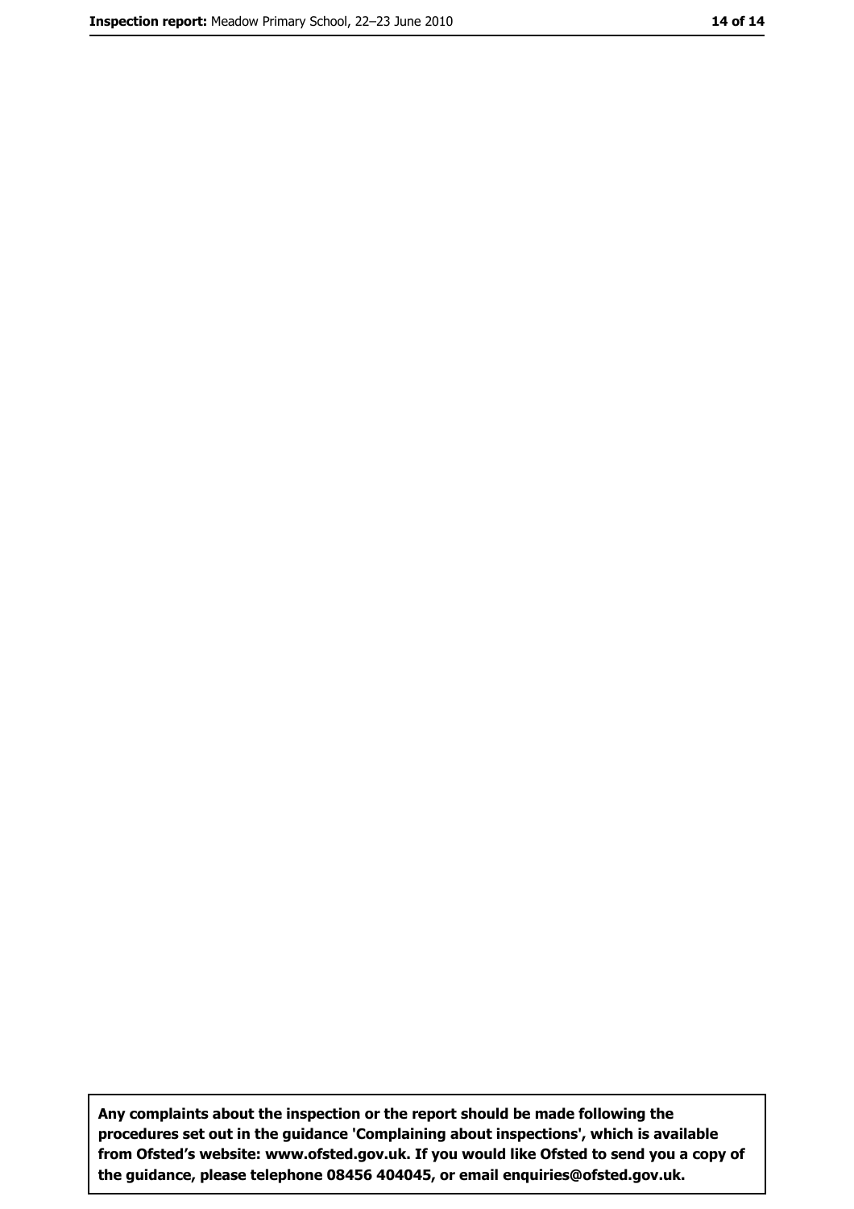**Any complaints about the inspection or the report should be made following the procedures set out in the guidance 'Complaining about inspections', which is available from Ofsted's website: www.ofsted.gov.uk. If you would like Ofsted to send you a copy of the guidance, please telephone 08456 404045, or email enquiries@ofsted.gov.uk.**